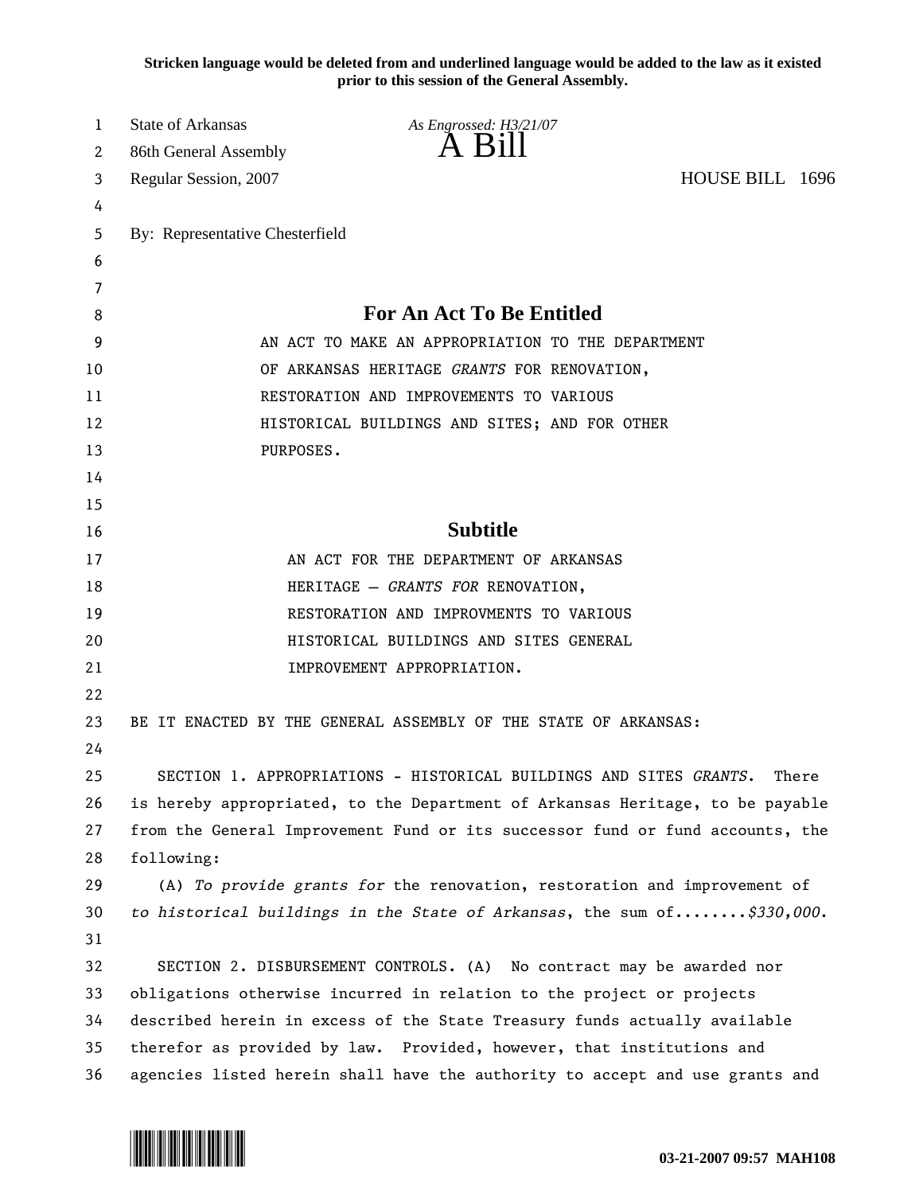**Stricken language would be deleted from and underlined language would be added to the law as it existed prior to this session of the General Assembly.**

State of Arkansas *As Engrossed: H3/21/07*
86th General Assembly **A Bill**
Regular Session, 2007 HOUSE BILL 1696

By: Representative Chesterfield

## For An Act To Be Entitled

AN ACT TO MAKE AN APPROPRIATION TO THE DEPARTMENT OF ARKANSAS HERITAGE *GRANTS* FOR RENOVATION, RESTORATION AND IMPROVEMENTS TO VARIOUS HISTORICAL BUILDINGS AND SITES; AND FOR OTHER PURPOSES.

## Subtitle

AN ACT FOR THE DEPARTMENT OF ARKANSAS HERITAGE – *GRANTS FOR* RENOVATION, RESTORATION AND IMPROVMENTS TO VARIOUS HISTORICAL BUILDINGS AND SITES GENERAL IMPROVEMENT APPROPRIATION.

BE IT ENACTED BY THE GENERAL ASSEMBLY OF THE STATE OF ARKANSAS:

SECTION 1. APPROPRIATIONS - HISTORICAL BUILDINGS AND SITES *GRANTS*. There is hereby appropriated, to the Department of Arkansas Heritage, to be payable from the General Improvement Fund or its successor fund or fund accounts, the following:

(A) *To provide grants for* the renovation, restoration and improvement of *to historical buildings in the State of Arkansas*, the sum of........*$330,000*.

SECTION 2. DISBURSEMENT CONTROLS. (A) No contract may be awarded nor obligations otherwise incurred in relation to the project or projects described herein in excess of the State Treasury funds actually available therefor as provided by law. Provided, however, that institutions and agencies listed herein shall have the authority to accept and use grants and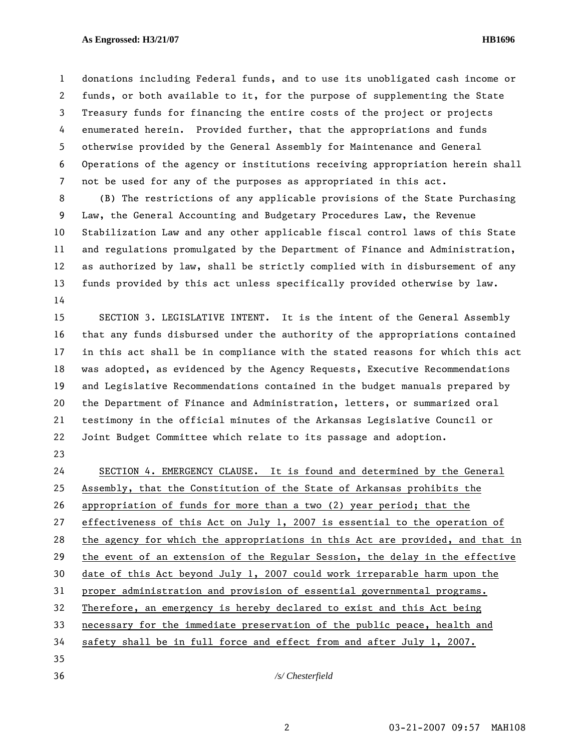donations including Federal funds, and to use its unobligated cash income or funds, or both available to it, for the purpose of supplementing the State Treasury funds for financing the entire costs of the project or projects enumerated herein. Provided further, that the appropriations and funds otherwise provided by the General Assembly for Maintenance and General Operations of the agency or institutions receiving appropriation herein shall not be used for any of the purposes as appropriated in this act.

(B) The restrictions of any applicable provisions of the State Purchasing Law, the General Accounting and Budgetary Procedures Law, the Revenue Stabilization Law and any other applicable fiscal control laws of this State and regulations promulgated by the Department of Finance and Administration, as authorized by law, shall be strictly complied with in disbursement of any funds provided by this act unless specifically provided otherwise by law.

SECTION 3. LEGISLATIVE INTENT. It is the intent of the General Assembly that any funds disbursed under the authority of the appropriations contained in this act shall be in compliance with the stated reasons for which this act was adopted, as evidenced by the Agency Requests, Executive Recommendations and Legislative Recommendations contained in the budget manuals prepared by the Department of Finance and Administration, letters, or summarized oral testimony in the official minutes of the Arkansas Legislative Council or Joint Budget Committee which relate to its passage and adoption.

SECTION 4. EMERGENCY CLAUSE. It is found and determined by the General Assembly, that the Constitution of the State of Arkansas prohibits the appropriation of funds for more than a two (2) year period; that the effectiveness of this Act on July 1, 2007 is essential to the operation of the agency for which the appropriations in this Act are provided, and that in the event of an extension of the Regular Session, the delay in the effective date of this Act beyond July 1, 2007 could work irreparable harm upon the proper administration and provision of essential governmental programs. Therefore, an emergency is hereby declared to exist and this Act being necessary for the immediate preservation of the public peace, health and safety shall be in full force and effect from and after July 1, 2007.

*/s/ Chesterfield*